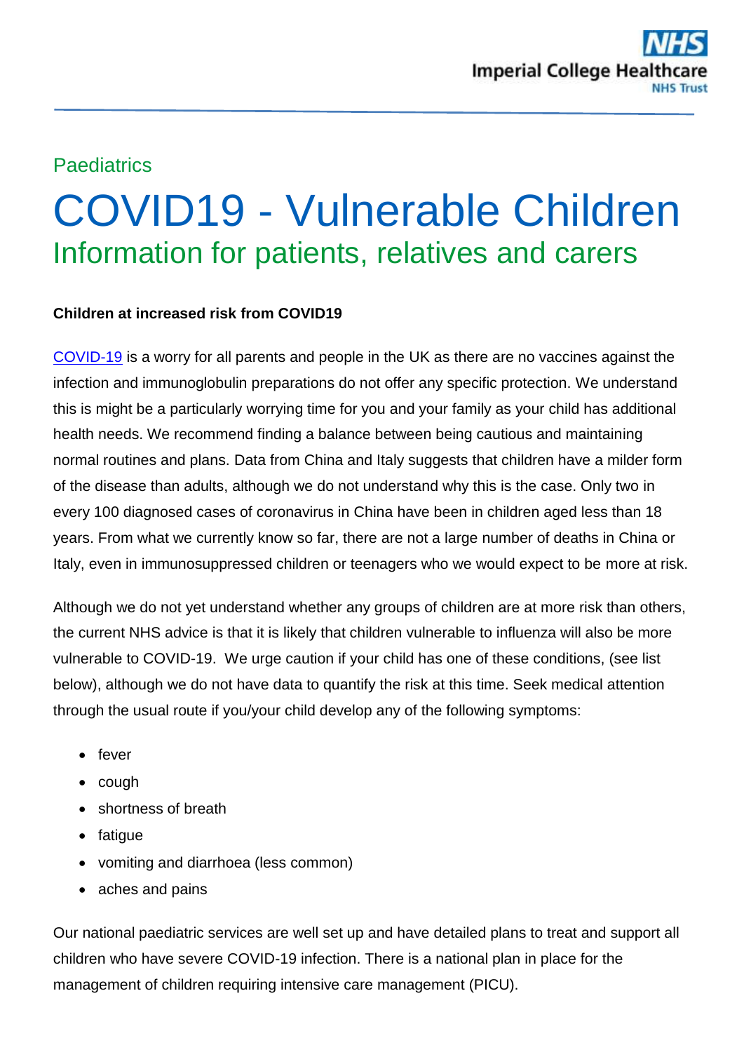Paediatrics

# COVID19 - Vulnerable Children

## Information for patients, relatives and carers

**Children at increased risk from COVID19**

COVID-19 is a worry for all parents and people in the UK as there are no vaccines against the infection and immunoglobulin preparations do not offer any specific protection. We understand this is might be a particularly worrying time for you and your family as your child has additional health needs. We recommend finding a balance between being cautious and maintaining normal routines and plans. Data from China and Italy suggests that children have a milder form of the disease than adults, although we do not understand why this is the case. Only two in every 100 diagnosed cases of coronavirus in China have been in children aged less than 18 years. From what we currently know so far, there are not a large number of deaths in China or Italy, even in immunosuppressed children or teenagers who we would expect to be more at risk.

Although we do not yet understand whether any groups of children are at more risk than others, the current NHS advice is that it is likely that children vulnerable to influenza will also be more vulnerable to COVID-19. We urge caution if your child has one of these conditions, (see list below), although we do not have data to quantify the risk at this time. Seek medical attention through the usual route if you/your child develop any of the following symptoms:

- fever
- cough
- shortness of breath
- fatigue
- vomiting and diarrhoea (less common)
- aches and pains

Our national paediatric services are well set up and have detailed plans to treat and support all children who have severe COVID-19 infection. There is a national plan in place for the management of children requiring intensive care management (PICU).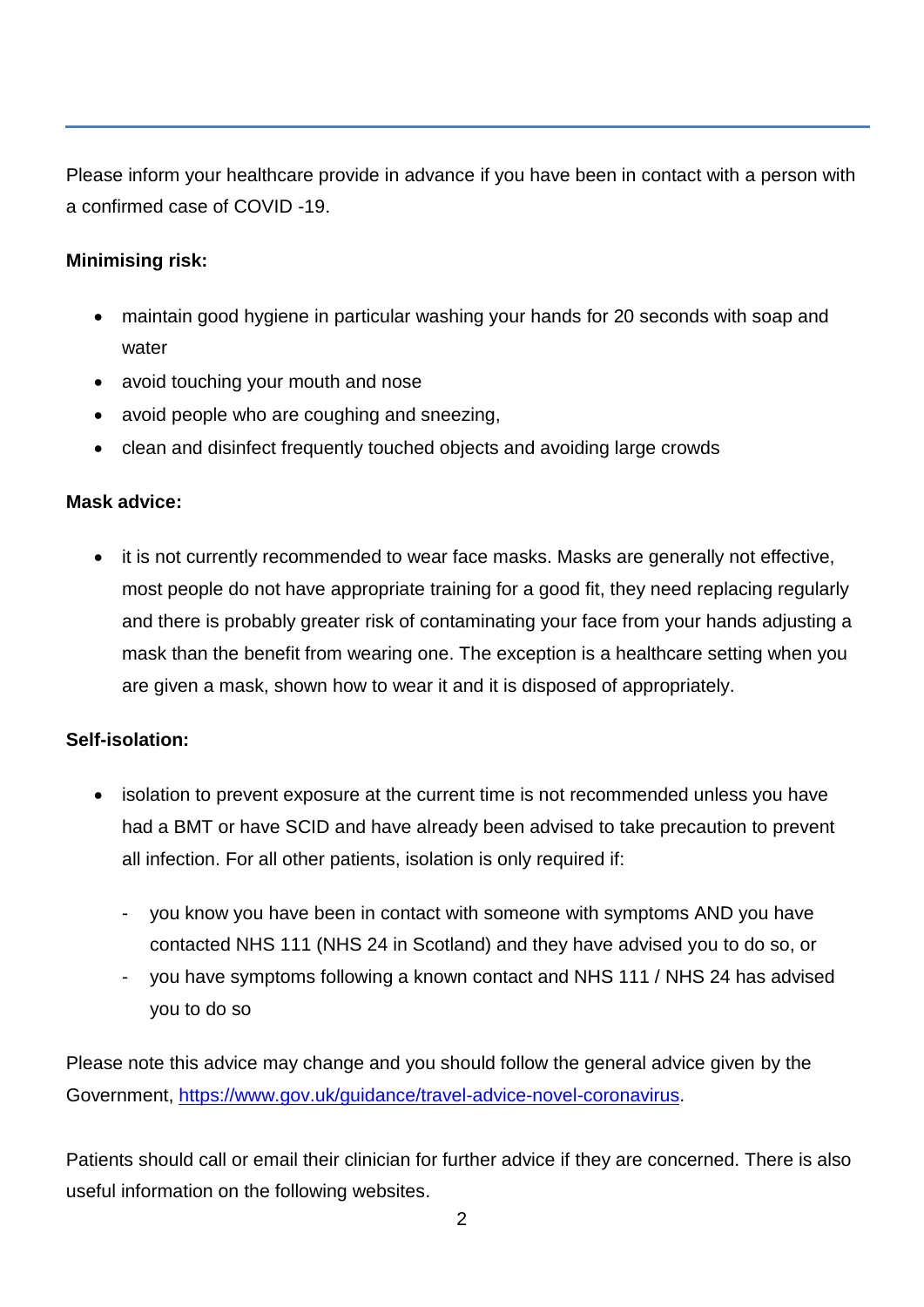Please inform your healthcare provide in advance if you have been in contact with a person with a confirmed case of COVID -19.

**Minimising risk:**

- maintain good hygiene in particular washing your hands for 20 seconds with soap and water
- avoid touching your mouth and nose
- avoid people who are coughing and sneezing,
- clean and disinfect frequently touched objects and avoiding large crowds

**Mask advice:**

- it is not currently recommended to wear face masks. Masks are generally not effective, most people do not have appropriate training for a good fit, they need replacing regularly and there is probably greater risk of contaminating your face from your hands adjusting a mask than the benefit from wearing one. The exception is a healthcare setting when you are given a mask, shown how to wear it and it is disposed of appropriately.

**Self-isolation:**

- isolation to prevent exposure at the current time is not recommended unless you have had a BMT or have SCID and have already been advised to take precaution to prevent all infection. For all other patients, isolation is only required if:

  - you know you have been in contact with someone with symptoms AND you have contacted NHS 111 (NHS 24 in Scotland) and they have advised you to do so, or
  - you have symptoms following a known contact and NHS 111 / NHS 24 has advised you to do so

Please note this advice may change and you should follow the general advice given by the Government, https://www.gov.uk/guidance/travel-advice-novel-coronavirus.

Patients should call or email their clinician for further advice if they are concerned. There is also useful information on the following websites.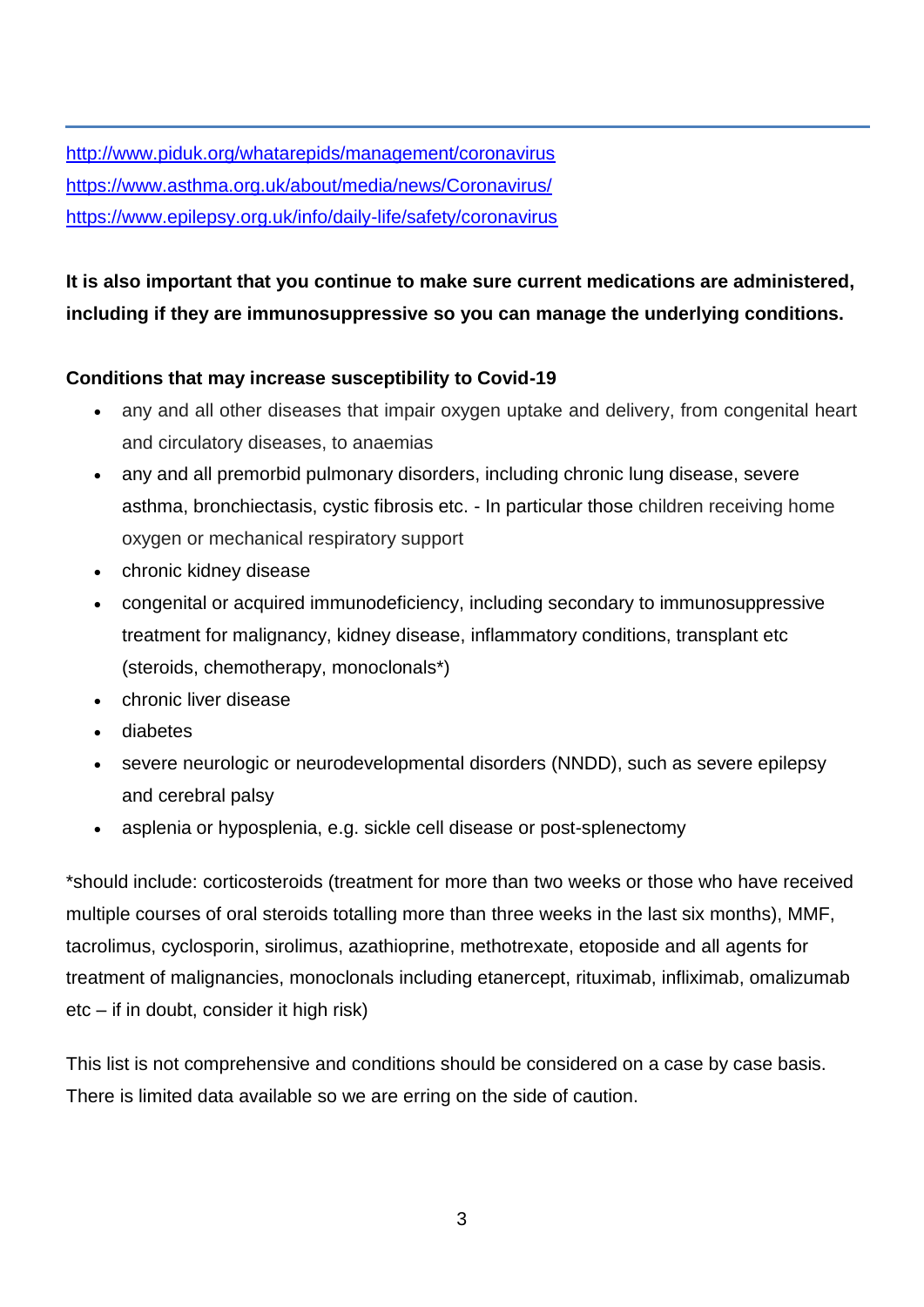http://www.piduk.org/whatarepids/management/coronavirus
https://www.asthma.org.uk/about/media/news/Coronavirus/
https://www.epilepsy.org.uk/info/daily-life/safety/coronavirus

**It is also important that you continue to make sure current medications are administered, including if they are immunosuppressive so you can manage the underlying conditions.**

**Conditions that may increase susceptibility to Covid-19**

- any and all other diseases that impair oxygen uptake and delivery, from congenital heart and circulatory diseases, to anaemias
- any and all premorbid pulmonary disorders, including chronic lung disease, severe asthma, bronchiectasis, cystic fibrosis etc. - In particular those children receiving home oxygen or mechanical respiratory support
- chronic kidney disease
- congenital or acquired immunodeficiency, including secondary to immunosuppressive treatment for malignancy, kidney disease, inflammatory conditions, transplant etc (steroids, chemotherapy, monoclonals*)
- chronic liver disease
- diabetes
- severe neurologic or neurodevelopmental disorders (NNDD), such as severe epilepsy and cerebral palsy
- asplenia or hyposplenia, e.g. sickle cell disease or post-splenectomy

*should include: corticosteroids (treatment for more than two weeks or those who have received multiple courses of oral steroids totalling more than three weeks in the last six months), MMF, tacrolimus, cyclosporin, sirolimus, azathioprine, methotrexate, etoposide and all agents for treatment of malignancies, monoclonals including etanercept, rituximab, infliximab, omalizumab etc – if in doubt, consider it high risk)

This list is not comprehensive and conditions should be considered on a case by case basis. There is limited data available so we are erring on the side of caution.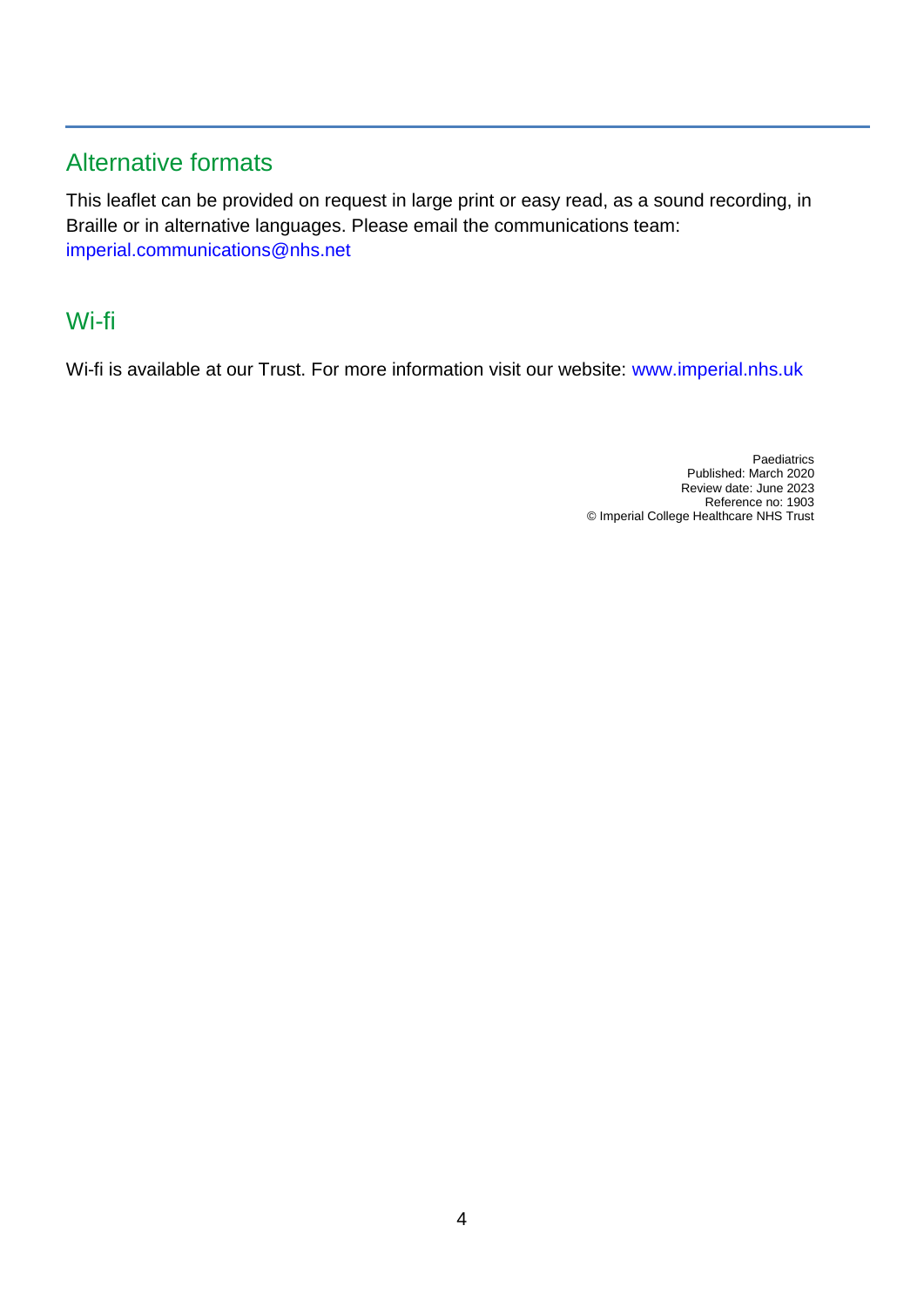## Alternative formats

This leaflet can be provided on request in large print or easy read, as a sound recording, in Braille or in alternative languages. Please email the communications team: imperial.communications@nhs.net

## Wi-fi

Wi-fi is available at our Trust. For more information visit our website: www.imperial.nhs.uk

Paediatrics
Published: March 2020
Review date: June 2023
Reference no: 1903
© Imperial College Healthcare NHS Trust